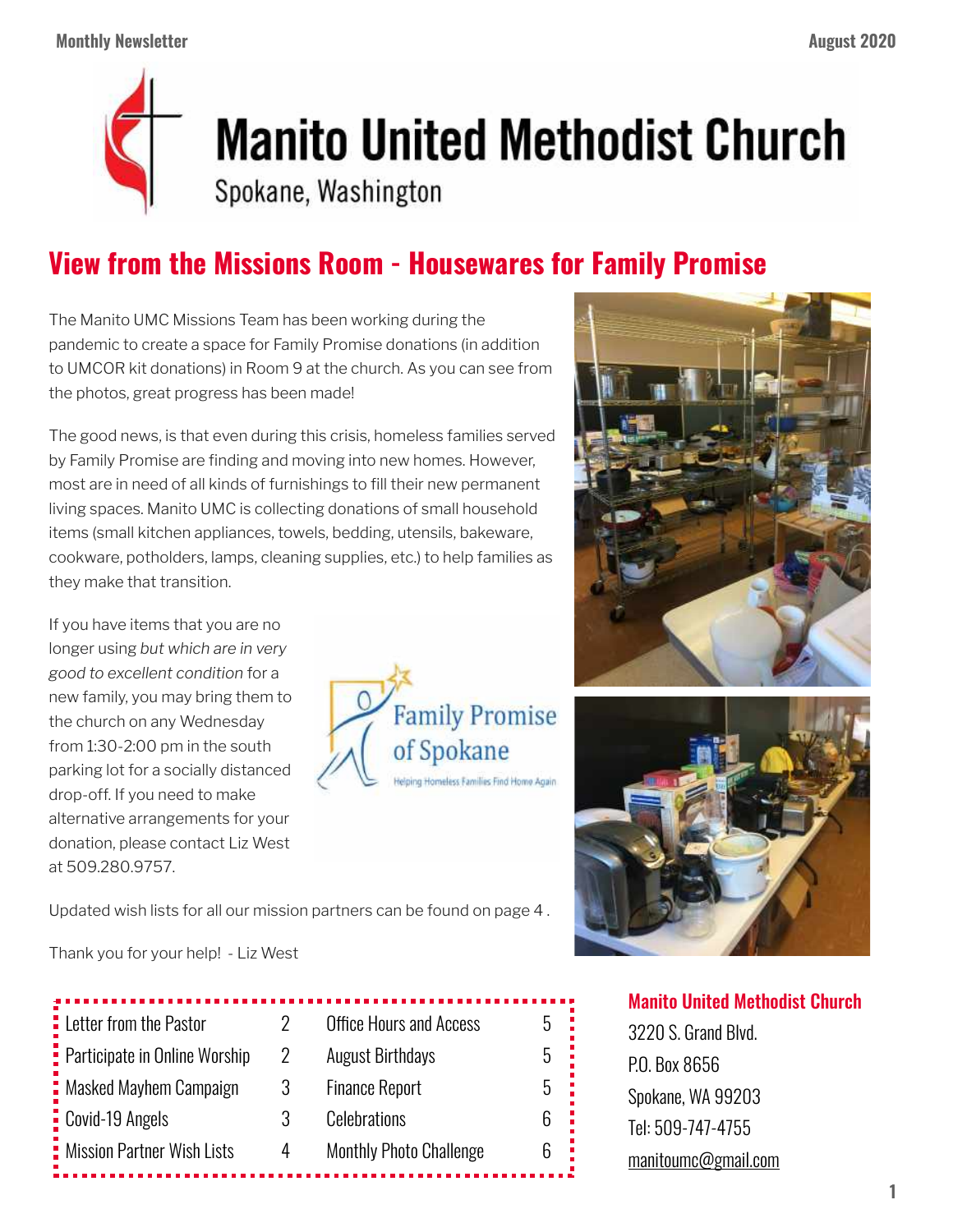# Manito United Methodist Church

Spokane, Washington

## View from the Missions Room - Housewares for Family Promise

The Manito UMC Missions Team has been working during the pandemic to create a space for Family Promise donations (in addition to UMCOR kit donations) in Room 9 at the church. As you can see from the photos, great progress has been made!

The good news, is that even during this crisis, homeless families served by Family Promise are finding and moving into new homes. However, most are in need of all kinds of furnishings to fill their new permanent living spaces. Manito UMC is collecting donations of small household items (small kitchen appliances, towels, bedding, utensils, bakeware, cookware, potholders, lamps, cleaning supplies, etc.) to help families as they make that transition.

If you have items that you are no longer using *but which are in very good to excellent condition* for a new family, you may bring them to the church on any Wednesday from 1:30-2:00 pm in the south parking lot for a socially distanced drop-off. If you need to make alternative arrangements for your donation, please contact Liz West at 509.280.9757.

Family Promise of Spokane
Helping Homeless Families Find Home Again

Updated wish lists for all our mission partners can be found on page 4 .

Thank you for your help! - Liz West

| | | | |
|---|---|---|---|
| Letter from the Pastor | 2 | Office Hours and Access | 5 |
| Participate in Online Worship | 2 | August Birthdays | 5 |
| Masked Mayhem Campaign | 3 | Finance Report | 5 |
| Covid-19 Angels | 3 | Celebrations | 6 |
| Mission Partner Wish Lists | 4 | Monthly Photo Challenge | 6 |

**Manito United Methodist Church**
3220 S. Grand Blvd.
P.O. Box 8656
Spokane, WA 99203
Tel: 509-747-4755
manitoumc@gmail.com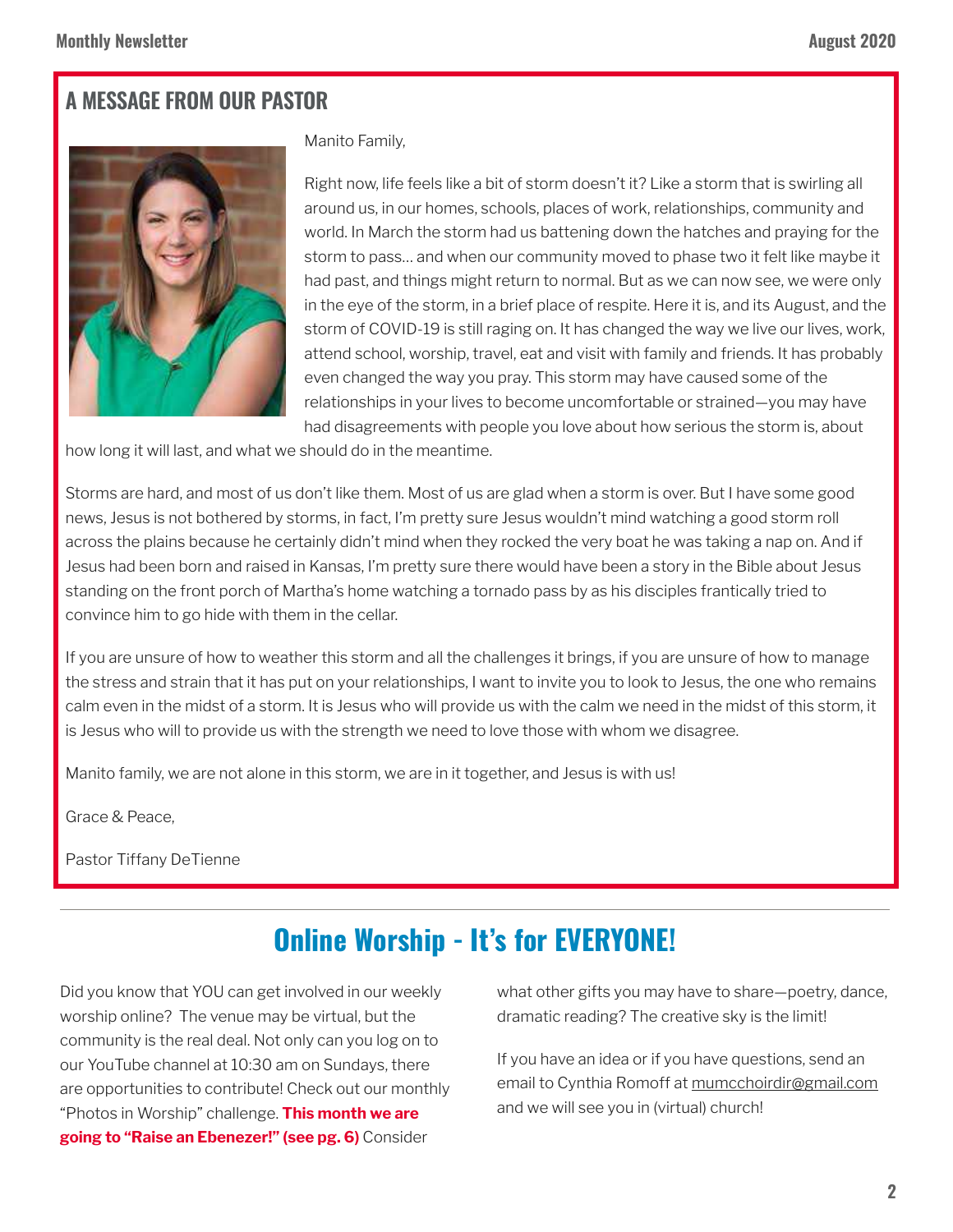## A MESSAGE FROM OUR PASTOR

Manito Family,

Right now, life feels like a bit of storm doesn't it? Like a storm that is swirling all around us, in our homes, schools, places of work, relationships, community and world. In March the storm had us battening down the hatches and praying for the storm to pass… and when our community moved to phase two it felt like maybe it had past, and things might return to normal. But as we can now see, we were only in the eye of the storm, in a brief place of respite. Here it is, and its August, and the storm of COVID-19 is still raging on. It has changed the way we live our lives, work, attend school, worship, travel, eat and visit with family and friends. It has probably even changed the way you pray. This storm may have caused some of the relationships in your lives to become uncomfortable or strained—you may have had disagreements with people you love about how serious the storm is, about how long it will last, and what we should do in the meantime.

Storms are hard, and most of us don't like them. Most of us are glad when a storm is over. But I have some good news, Jesus is not bothered by storms, in fact, I'm pretty sure Jesus wouldn't mind watching a good storm roll across the plains because he certainly didn't mind when they rocked the very boat he was taking a nap on. And if Jesus had been born and raised in Kansas, I'm pretty sure there would have been a story in the Bible about Jesus standing on the front porch of Martha's home watching a tornado pass by as his disciples frantically tried to convince him to go hide with them in the cellar.

If you are unsure of how to weather this storm and all the challenges it brings, if you are unsure of how to manage the stress and strain that it has put on your relationships, I want to invite you to look to Jesus, the one who remains calm even in the midst of a storm. It is Jesus who will provide us with the calm we need in the midst of this storm, it is Jesus who will to provide us with the strength we need to love those with whom we disagree.

Manito family, we are not alone in this storm, we are in it together, and Jesus is with us!

Grace & Peace,

Pastor Tiffany DeTienne

---

# Online Worship - It's for EVERYONE!

Did you know that YOU can get involved in our weekly worship online? The venue may be virtual, but the community is the real deal. Not only can you log on to our YouTube channel at 10:30 am on Sundays, there are opportunities to contribute! Check out our monthly "Photos in Worship" challenge. **This month we are going to "Raise an Ebenezer!" (see pg. 6)** Consider what other gifts you may have to share—poetry, dance, dramatic reading? The creative sky is the limit!

If you have an idea or if you have questions, send an email to Cynthia Romoff at mumcchoirdir@gmail.com and we will see you in (virtual) church!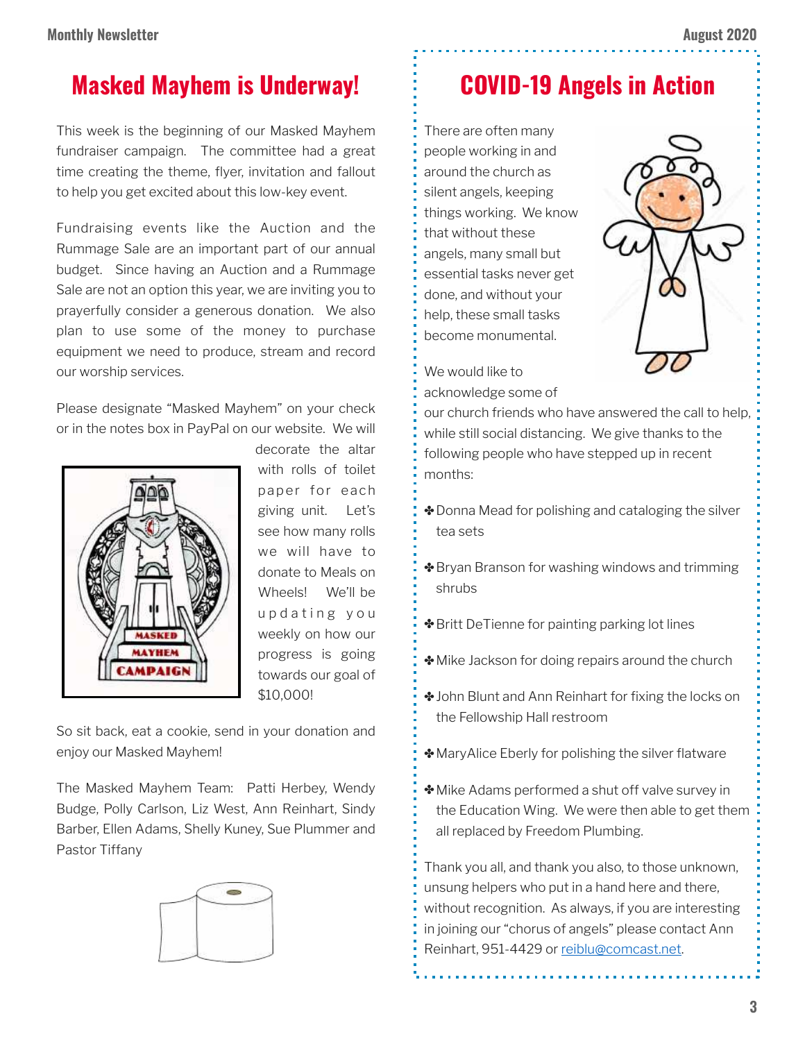# Masked Mayhem is Underway!

This week is the beginning of our Masked Mayhem fundraiser campaign. The committee had a great time creating the theme, flyer, invitation and fallout to help you get excited about this low-key event.

Fundraising events like the Auction and the Rummage Sale are an important part of our annual budget. Since having an Auction and a Rummage Sale are not an option this year, we are inviting you to prayerfully consider a generous donation. We also plan to use some of the money to purchase equipment we need to produce, stream and record our worship services.

Please designate "Masked Mayhem" on your check or in the notes box in PayPal on our website. We will decorate the altar with rolls of toilet paper for each giving unit. Let's see how many rolls we will have to donate to Meals on Wheels! We'll be updating you weekly on how our progress is going towards our goal of $10,000!

So sit back, eat a cookie, send in your donation and enjoy our Masked Mayhem!

The Masked Mayhem Team: Patti Herbey, Wendy Budge, Polly Carlson, Liz West, Ann Reinhart, Sindy Barber, Ellen Adams, Shelly Kuney, Sue Plummer and Pastor Tiffany

# COVID-19 Angels in Action

There are often many people working in and around the church as silent angels, keeping things working. We know that without these angels, many small but essential tasks never get done, and without your help, these small tasks become monumental.

We would like to acknowledge some of our church friends who have answered the call to help, while still social distancing. We give thanks to the following people who have stepped up in recent months:

- Donna Mead for polishing and cataloging the silver tea sets
- Bryan Branson for washing windows and trimming shrubs
- Britt DeTienne for painting parking lot lines
- Mike Jackson for doing repairs around the church
- John Blunt and Ann Reinhart for fixing the locks on the Fellowship Hall restroom
- MaryAlice Eberly for polishing the silver flatware
- Mike Adams performed a shut off valve survey in the Education Wing. We were then able to get them all replaced by Freedom Plumbing.

Thank you all, and thank you also, to those unknown, unsung helpers who put in a hand here and there, without recognition. As always, if you are interesting in joining our "chorus of angels" please contact Ann Reinhart, 951-4429 or reiblu@comcast.net.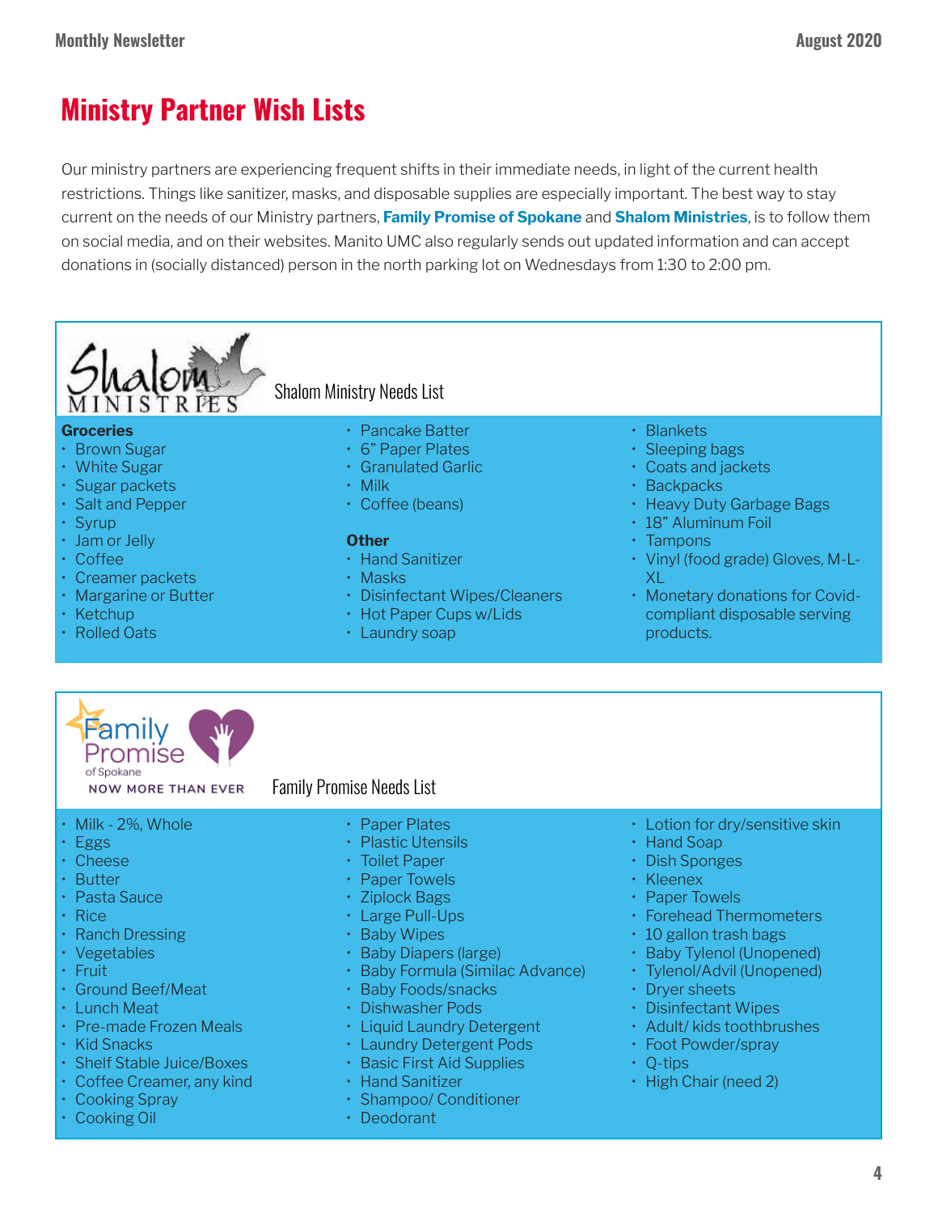# Ministry Partner Wish Lists

Our ministry partners are experiencing frequent shifts in their immediate needs, in light of the current health restrictions. Things like sanitizer, masks, and disposable supplies are especially important. The best way to stay current on the needs of our Ministry partners, **Family Promise of Spokane** and **Shalom Ministries**, is to follow them on social media, and on their websites. Manito UMC also regularly sends out updated information and can accept donations in (socially distanced) person in the north parking lot on Wednesdays from 1:30 to 2:00 pm.

## Shalom Ministry Needs List

**Groceries**

- Brown Sugar
- White Sugar
- Sugar packets
- Salt and Pepper
- Syrup
- Jam or Jelly
- Coffee
- Creamer packets
- Margarine or Butter
- Ketchup
- Rolled Oats
- Pancake Batter
- 6" Paper Plates
- Granulated Garlic
- Milk
- Coffee (beans)

**Other**

- Hand Sanitizer
- Masks
- Disinfectant Wipes/Cleaners
- Hot Paper Cups w/Lids
- Laundry soap
- Blankets
- Sleeping bags
- Coats and jackets
- Backpacks
- Heavy Duty Garbage Bags
- 18" Aluminum Foil
- Tampons
- Vinyl (food grade) Gloves, M-L-XL
- Monetary donations for Covid-compliant disposable serving products.

## Family Promise Needs List

- Milk - 2%, Whole
- Eggs
- Cheese
- Butter
- Pasta Sauce
- Rice
- Ranch Dressing
- Vegetables
- Fruit
- Ground Beef/Meat
- Lunch Meat
- Pre-made Frozen Meals
- Kid Snacks
- Shelf Stable Juice/Boxes
- Coffee Creamer, any kind
- Cooking Spray
- Cooking Oil
- Paper Plates
- Plastic Utensils
- Toilet Paper
- Paper Towels
- Ziplock Bags
- Large Pull-Ups
- Baby Wipes
- Baby Diapers (large)
- Baby Formula (Similac Advance)
- Baby Foods/snacks
- Dishwasher Pods
- Liquid Laundry Detergent
- Laundry Detergent Pods
- Basic First Aid Supplies
- Hand Sanitizer
- Shampoo/ Conditioner
- Deodorant
- Lotion for dry/sensitive skin
- Hand Soap
- Dish Sponges
- Kleenex
- Paper Towels
- Forehead Thermometers
- 10 gallon trash bags
- Baby Tylenol (Unopened)
- Tylenol/Advil (Unopened)
- Dryer sheets
- Disinfectant Wipes
- Adult/ kids toothbrushes
- Foot Powder/spray
- Q-tips
- High Chair (need 2)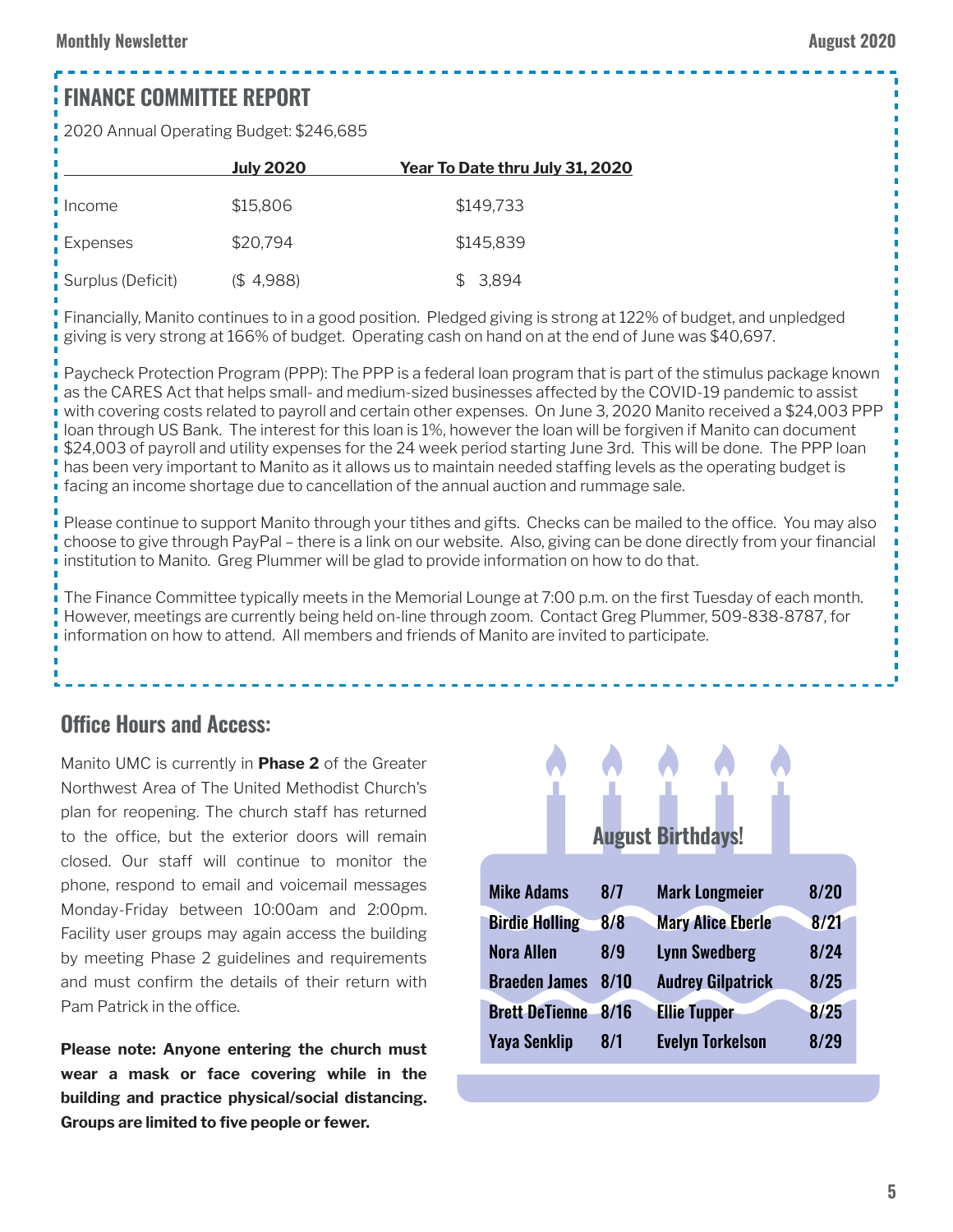## FINANCE COMMITTEE REPORT

2020 Annual Operating Budget: $246,685

| | July 2020 | Year To Date thru July 31, 2020 |
|---|---|---|
| Income | $15,806 | $149,733 |
| Expenses | $20,794 | $145,839 |
| Surplus (Deficit) | ($ 4,988) | $ 3,894 |

Financially, Manito continues to in a good position. Pledged giving is strong at 122% of budget, and unpledged giving is very strong at 166% of budget. Operating cash on hand on at the end of June was $40,697.

Paycheck Protection Program (PPP): The PPP is a federal loan program that is part of the stimulus package known as the CARES Act that helps small- and medium-sized businesses affected by the COVID-19 pandemic to assist with covering costs related to payroll and certain other expenses. On June 3, 2020 Manito received a $24,003 PPP loan through US Bank. The interest for this loan is 1%, however the loan will be forgiven if Manito can document $24,003 of payroll and utility expenses for the 24 week period starting June 3rd. This will be done. The PPP loan has been very important to Manito as it allows us to maintain needed staffing levels as the operating budget is facing an income shortage due to cancellation of the annual auction and rummage sale.

Please continue to support Manito through your tithes and gifts. Checks can be mailed to the office. You may also choose to give through PayPal – there is a link on our website. Also, giving can be done directly from your financial institution to Manito. Greg Plummer will be glad to provide information on how to do that.

The Finance Committee typically meets in the Memorial Lounge at 7:00 p.m. on the first Tuesday of each month. However, meetings are currently being held on-line through zoom. Contact Greg Plummer, 509-838-8787, for information on how to attend. All members and friends of Manito are invited to participate.

## Office Hours and Access:

Manito UMC is currently in **Phase 2** of the Greater Northwest Area of The United Methodist Church's plan for reopening. The church staff has returned to the office, but the exterior doors will remain closed. Our staff will continue to monitor the phone, respond to email and voicemail messages Monday-Friday between 10:00am and 2:00pm. Facility user groups may again access the building by meeting Phase 2 guidelines and requirements and must confirm the details of their return with Pam Patrick in the office.

**Please note: Anyone entering the church must wear a mask or face covering while in the building and practice physical/social distancing. Groups are limited to five people or fewer.**

## August Birthdays!

| | | | |
|---|---|---|---|
| Mike Adams | 8/7 | Mark Longmeier | 8/20 |
| Birdie Holling | 8/8 | Mary Alice Eberle | 8/21 |
| Nora Allen | 8/9 | Lynn Swedberg | 8/24 |
| Braeden James | 8/10 | Audrey Gilpatrick | 8/25 |
| Brett DeTienne | 8/16 | Ellie Tupper | 8/25 |
| Yaya Senklip | 8/1 | Evelyn Torkelson | 8/29 |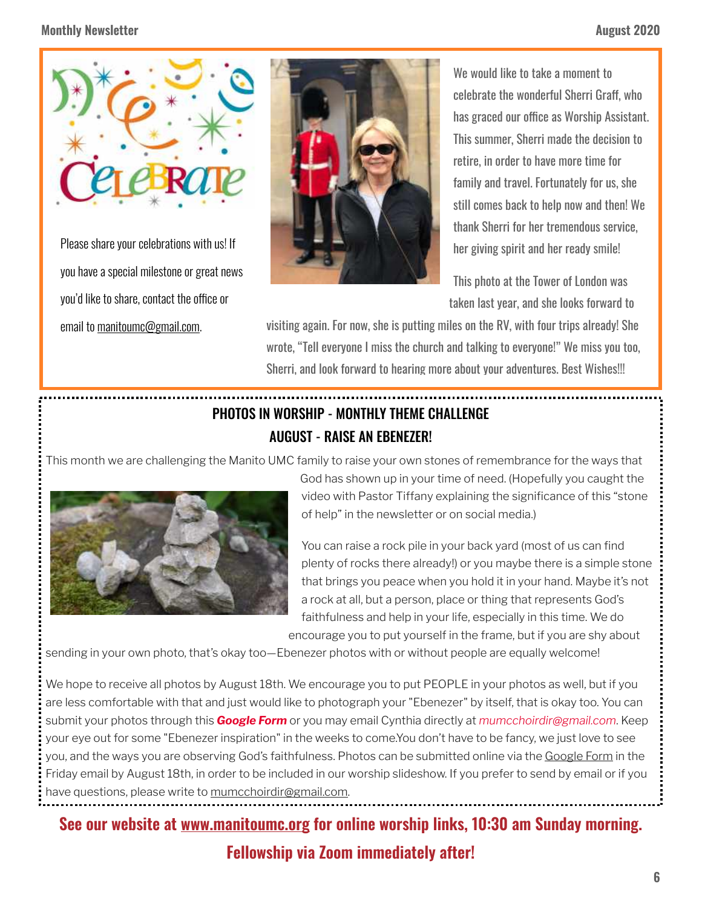Please share your celebrations with us! If you have a special milestone or great news you'd like to share, contact the office or email to manitoumc@gmail.com.

We would like to take a moment to celebrate the wonderful Sherri Graff, who has graced our office as Worship Assistant. This summer, Sherri made the decision to retire, in order to have more time for family and travel. Fortunately for us, she still comes back to help now and then! We thank Sherri for her tremendous service, her giving spirit and her ready smile!

This photo at the Tower of London was taken last year, and she looks forward to visiting again. For now, she is putting miles on the RV, with four trips already! She wrote, "Tell everyone I miss the church and talking to everyone!" We miss you too, Sherri, and look forward to hearing more about your adventures. Best Wishes!!!

## PHOTOS IN WORSHIP - MONTHLY THEME CHALLENGE

## AUGUST - RAISE AN EBENEZER!

This month we are challenging the Manito UMC family to raise your own stones of remembrance for the ways that God has shown up in your time of need. (Hopefully you caught the video with Pastor Tiffany explaining the significance of this "stone of help" in the newsletter or on social media.)

You can raise a rock pile in your back yard (most of us can find plenty of rocks there already!) or you maybe there is a simple stone that brings you peace when you hold it in your hand. Maybe it's not a rock at all, but a person, place or thing that represents God's faithfulness and help in your life, especially in this time. We do encourage you to put yourself in the frame, but if you are shy about sending in your own photo, that's okay too—Ebenezer photos with or without people are equally welcome!

We hope to receive all photos by August 18th. We encourage you to put PEOPLE in your photos as well, but if you are less comfortable with that and just would like to photograph your "Ebenezer" by itself, that is okay too. You can submit your photos through this ***Google Form*** or you may email Cynthia directly at *mumcchoirdir@gmail.com*. Keep your eye out for some "Ebenezer inspiration" in the weeks to come.You don't have to be fancy, we just love to see you, and the ways you are observing God's faithfulness. Photos can be submitted online via the Google Form in the Friday email by August 18th, in order to be included in our worship slideshow. If you prefer to send by email or if you have questions, please write to mumcchoirdir@gmail.com.

**See our website at www.manitoumc.org for online worship links, 10:30 am Sunday morning. Fellowship via Zoom immediately after!**